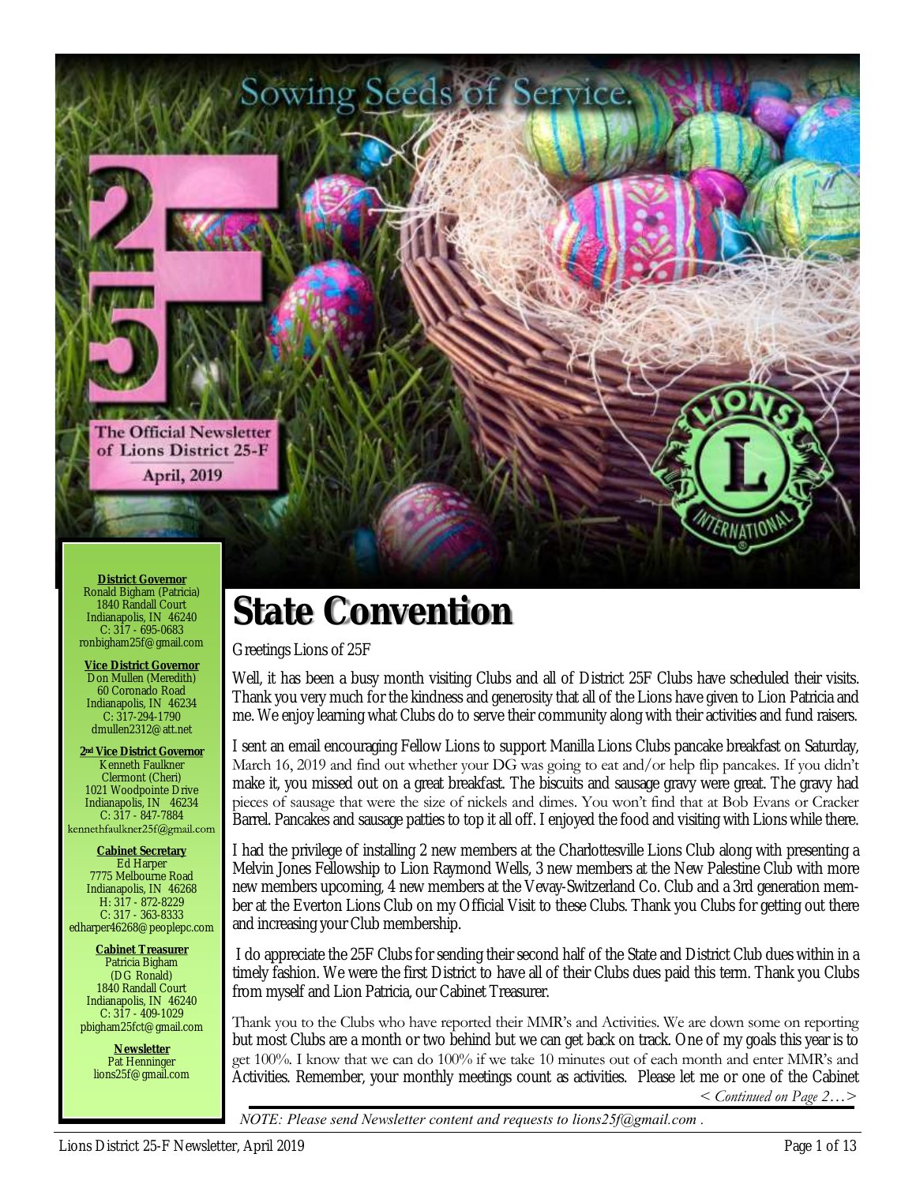Sowing Seeds of Service.

The Official Newsletter of Lions District 25-F

April, 2019

**District Governor**
Ronald Bigham (Patricia)
1840 Randall Court
Indianapolis, IN 46240
C: 317 - 695-0683
ronbigham25f@gmail.com

**Vice District Governor**
Don Mullen (Meredith)
60 Coronado Road
Indianapolis, IN 46234
C: 317-294-1790
dmullen2312@att.net

**2nd Vice District Governor**
Kenneth Faulkner
Clermont (Cheri)
1021 Woodpointe Drive
Indianapolis, IN 46234
C: 317 - 847-7884
kennethfaulkner25f@gmail.com

**Cabinet Secretary**
Ed Harper
7775 Melbourne Road
Indianapolis, IN 46268
H: 317 - 872-8229
C: 317 - 363-8333
edharper46268@peoplepc.com

**Cabinet Treasurer**
Patricia Bigham
(DG Ronald)
1840 Randall Court
Indianapolis, IN 46240
C: 317 - 409-1029
pbigham25fct@gmail.com

**Newsletter**
Pat Henninger
lions25f@gmail.com

# State Convention

Greetings Lions of 25F

Well, it has been a busy month visiting Clubs and all of District 25F Clubs have scheduled their visits. Thank you very much for the kindness and generosity that all of the Lions have given to Lion Patricia and me. We enjoy learning what Clubs do to serve their community along with their activities and fund raisers.

I sent an email encouraging Fellow Lions to support Manilla Lions Clubs pancake breakfast on Saturday, March 16, 2019 and find out whether your DG was going to eat and/or help flip pancakes. If you didn't make it, you missed out on a great breakfast. The biscuits and sausage gravy were great. The gravy had pieces of sausage that were the size of nickels and dimes. You won't find that at Bob Evans or Cracker Barrel. Pancakes and sausage patties to top it all off. I enjoyed the food and visiting with Lions while there.

I had the privilege of installing 2 new members at the Charlottesville Lions Club along with presenting a Melvin Jones Fellowship to Lion Raymond Wells, 3 new members at the New Palestine Club with more new members upcoming, 4 new members at the Vevay-Switzerland Co. Club and a 3rd generation member at the Everton Lions Club on my Official Visit to these Clubs. Thank you Clubs for getting out there and increasing your Club membership.

I do appreciate the 25F Clubs for sending their second half of the State and District Club dues within in a timely fashion. We were the first District to have all of their Clubs dues paid this term. Thank you Clubs from myself and Lion Patricia, our Cabinet Treasurer.

Thank you to the Clubs who have reported their MMR's and Activities. We are down some on reporting but most Clubs are a month or two behind but we can get back on track. One of my goals this year is to get 100%. I know that we can do 100% if we take 10 minutes out of each month and enter MMR's and Activities. Remember, your monthly meetings count as activities. Please let me or one of the Cabinet

*< Continued on Page 2…>*

*NOTE: Please send Newsletter content and requests to lions25f@gmail.com .*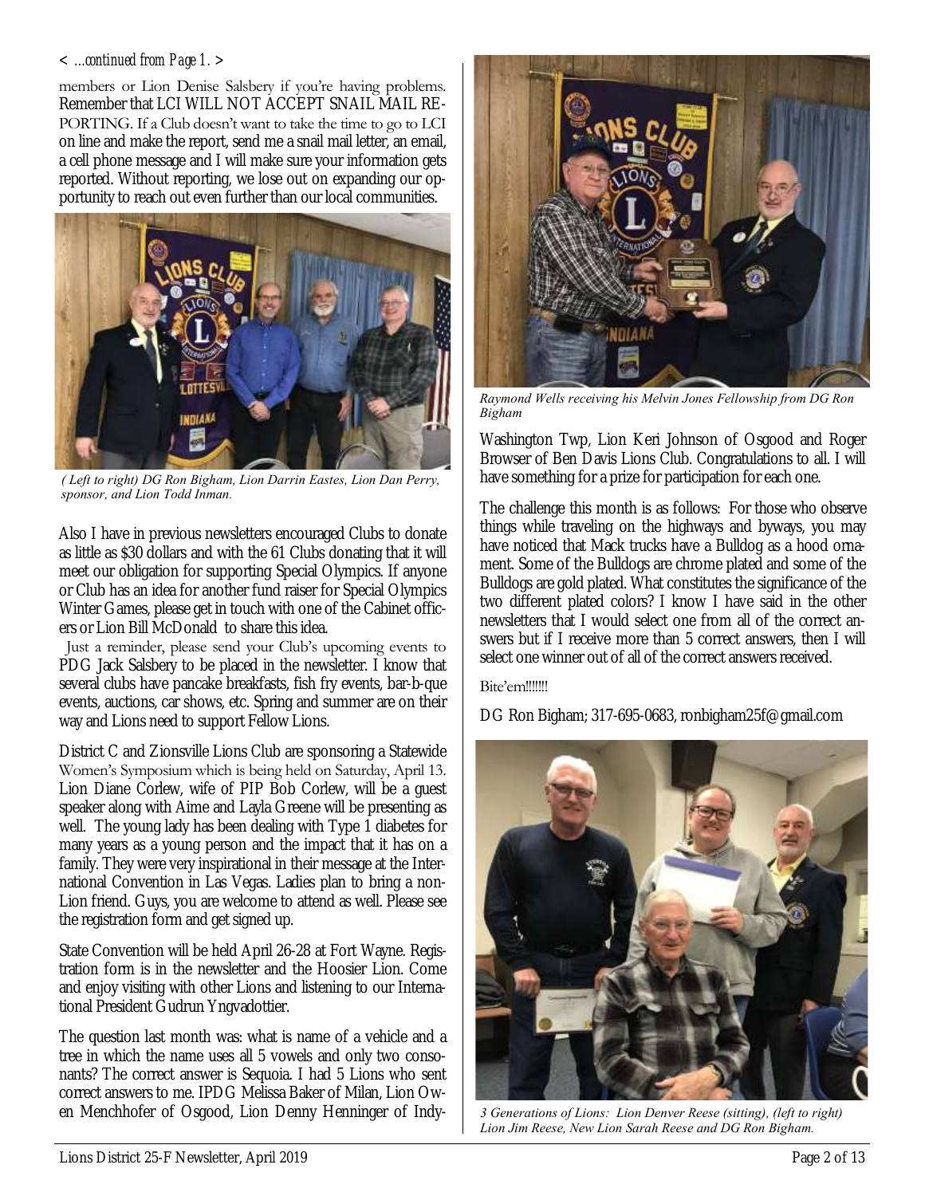< *...continued from Page 1.* >

members or Lion Denise Salsbery if you're having problems. Remember that LCI WILL NOT ACCEPT SNAIL MAIL REPORTING. If a Club doesn't want to take the time to go to LCI on line and make the report, send me a snail mail letter, an email, a cell phone message and I will make sure your information gets reported. Without reporting, we lose out on expanding our opportunity to reach out even further than our local communities.

*( Left to right) DG Ron Bigham, Lion Darrin Eastes, Lion Dan Perry, sponsor, and Lion Todd Inman.*

Also I have in previous newsletters encouraged Clubs to donate as little as $30 dollars and with the 61 Clubs donating that it will meet our obligation for supporting Special Olympics. If anyone or Club has an idea for another fund raiser for Special Olympics Winter Games, please get in touch with one of the Cabinet officers or Lion Bill McDonald to share this idea.

Just a reminder, please send your Club's upcoming events to PDG Jack Salsbery to be placed in the newsletter. I know that several clubs have pancake breakfasts, fish fry events, bar-b-que events, auctions, car shows, etc. Spring and summer are on their way and Lions need to support Fellow Lions.

District C and Zionsville Lions Club are sponsoring a Statewide Women's Symposium which is being held on Saturday, April 13. Lion Diane Corlew, wife of PIP Bob Corlew, will be a guest speaker along with Aime and Layla Greene will be presenting as well. The young lady has been dealing with Type 1 diabetes for many years as a young person and the impact that it has on a family. They were very inspirational in their message at the International Convention in Las Vegas. Ladies plan to bring a non-Lion friend. Guys, you are welcome to attend as well. Please see the registration form and get signed up.

State Convention will be held April 26-28 at Fort Wayne. Registration form is in the newsletter and the Hoosier Lion. Come and enjoy visiting with other Lions and listening to our International President Gudrun Yngvadottier.

The question last month was: what is name of a vehicle and a tree in which the name uses all 5 vowels and only two consonants? The correct answer is Sequoia. I had 5 Lions who sent correct answers to me. IPDG Melissa Baker of Milan, Lion Owen Menchhofer of Osgood, Lion Denny Henninger of Indy-Washington Twp, Lion Keri Johnson of Osgood and Roger Browser of Ben Davis Lions Club. Congratulations to all. I will have something for a prize for participation for each one.

*Raymond Wells receiving his Melvin Jones Fellowship from DG Ron Bigham*

The challenge this month is as follows: For those who observe things while traveling on the highways and byways, you may have noticed that Mack trucks have a Bulldog as a hood ornament. Some of the Bulldogs are chrome plated and some of the Bulldogs are gold plated. What constitutes the significance of the two different plated colors? I know I have said in the other newsletters that I would select one from all of the correct answers but if I receive more than 5 correct answers, then I will select one winner out of all of the correct answers received.

Bite'em!!!!!!

DG Ron Bigham; 317-695-0683, ronbigham25f@gmail.com

*3 Generations of Lions: Lion Denver Reese (sitting), (left to right) Lion Jim Reese, New Lion Sarah Reese and DG Ron Bigham.*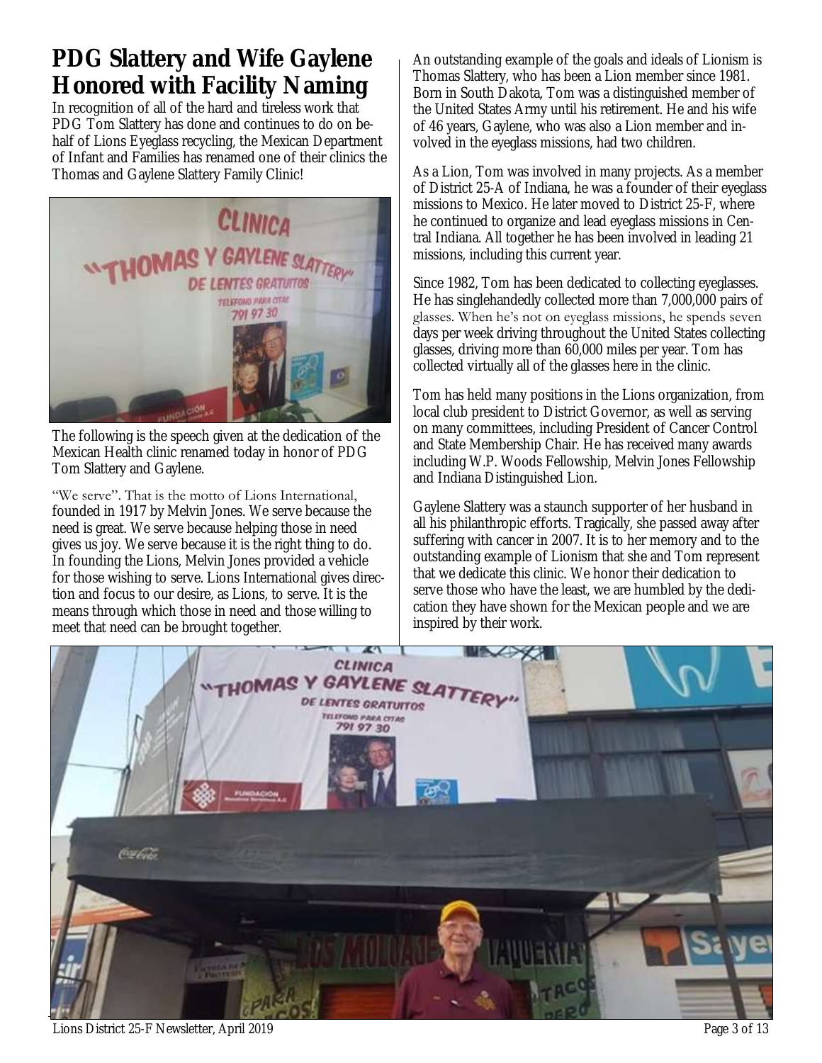# PDG Slattery and Wife Gaylene Honored with Facility Naming

In recognition of all of the hard and tireless work that PDG Tom Slattery has done and continues to do on behalf of Lions Eyeglass recycling, the Mexican Department of Infant and Families has renamed one of their clinics the Thomas and Gaylene Slattery Family Clinic!

The following is the speech given at the dedication of the Mexican Health clinic renamed today in honor of PDG Tom Slattery and Gaylene.

"We serve". That is the motto of Lions International, founded in 1917 by Melvin Jones. We serve because the need is great. We serve because helping those in need gives us joy. We serve because it is the right thing to do. In founding the Lions, Melvin Jones provided a vehicle for those wishing to serve. Lions International gives direction and focus to our desire, as Lions, to serve. It is the means through which those in need and those willing to meet that need can be brought together.

An outstanding example of the goals and ideals of Lionism is Thomas Slattery, who has been a Lion member since 1981. Born in South Dakota, Tom was a distinguished member of the United States Army until his retirement. He and his wife of 46 years, Gaylene, who was also a Lion member and involved in the eyeglass missions, had two children.

As a Lion, Tom was involved in many projects. As a member of District 25-A of Indiana, he was a founder of their eyeglass missions to Mexico. He later moved to District 25-F, where he continued to organize and lead eyeglass missions in Central Indiana. All together he has been involved in leading 21 missions, including this current year.

Since 1982, Tom has been dedicated to collecting eyeglasses. He has singlehandedly collected more than 7,000,000 pairs of glasses. When he's not on eyeglass missions, he spends seven days per week driving throughout the United States collecting glasses, driving more than 60,000 miles per year. Tom has collected virtually all of the glasses here in the clinic.

Tom has held many positions in the Lions organization, from local club president to District Governor, as well as serving on many committees, including President of Cancer Control and State Membership Chair. He has received many awards including W.P. Woods Fellowship, Melvin Jones Fellowship and Indiana Distinguished Lion.

Gaylene Slattery was a staunch supporter of her husband in all his philanthropic efforts. Tragically, she passed away after suffering with cancer in 2007. It is to her memory and to the outstanding example of Lionism that she and Tom represent that we dedicate this clinic. We honor their dedication to serve those who have the least, we are humbled by the dedication they have shown for the Mexican people and we are inspired by their work.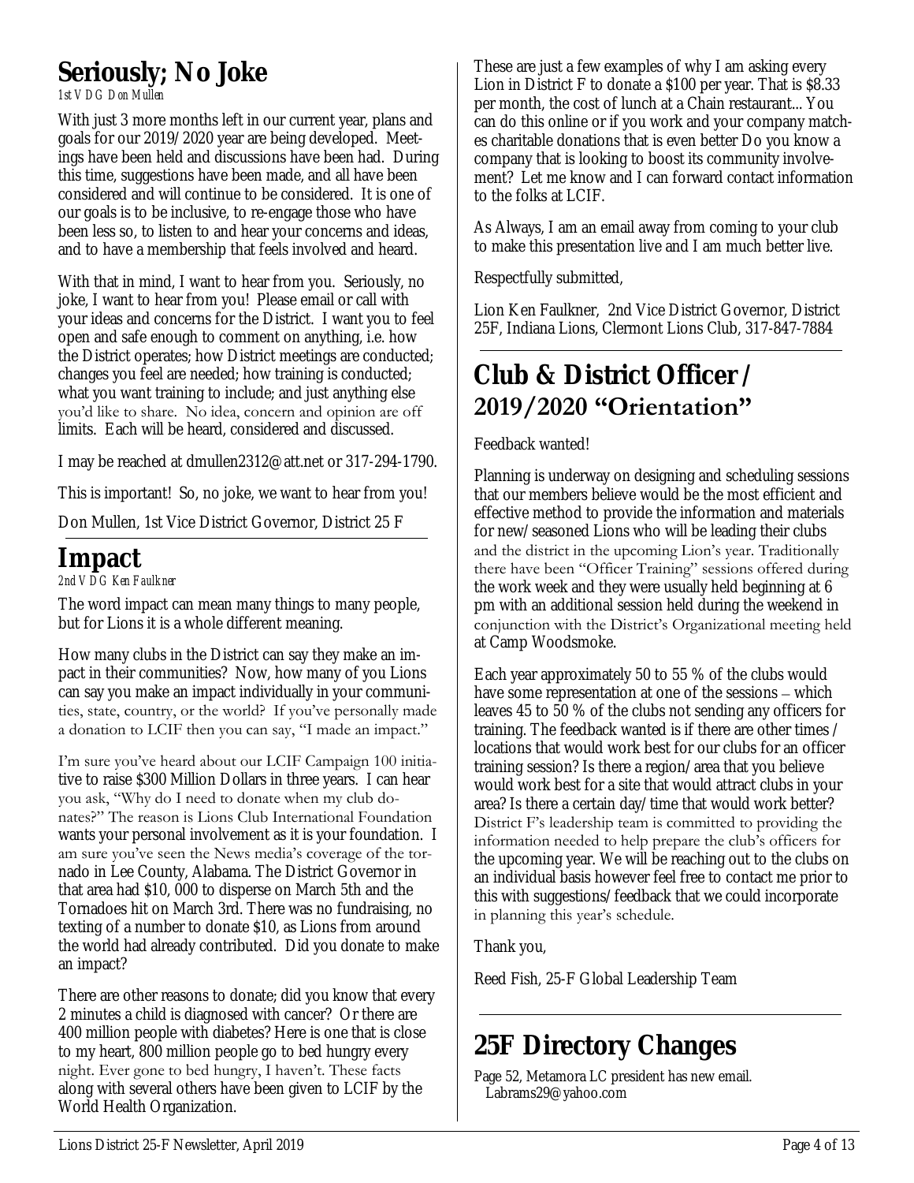# Seriously; No Joke

*1st V DG Don Mullen*

With just 3 more months left in our current year, plans and goals for our 2019/2020 year are being developed. Meetings have been held and discussions have been had. During this time, suggestions have been made, and all have been considered and will continue to be considered. It is one of our goals is to be inclusive, to re-engage those who have been less so, to listen to and hear your concerns and ideas, and to have a membership that feels involved and heard.

With that in mind, I want to hear from you. Seriously, no joke, I want to hear from you! Please email or call with your ideas and concerns for the District. I want you to feel open and safe enough to comment on anything, i.e. how the District operates; how District meetings are conducted; changes you feel are needed; how training is conducted; what you want training to include; and just anything else you'd like to share. No idea, concern and opinion are off limits. Each will be heard, considered and discussed.

I may be reached at dmullen2312@att.net or 317-294-1790.

This is important! So, no joke, we want to hear from you!

Don Mullen, 1st Vice District Governor, District 25 F

# Impact

*2nd V DG Ken Faulkner*

The word impact can mean many things to many people, but for Lions it is a whole different meaning.

How many clubs in the District can say they make an impact in their communities? Now, how many of you Lions can say you make an impact individually in your communities, state, country, or the world? If you've personally made a donation to LCIF then you can say, "I made an impact."

I'm sure you've heard about our LCIF Campaign 100 initiative to raise $300 Million Dollars in three years. I can hear you ask, "Why do I need to donate when my club donates?" The reason is Lions Club International Foundation wants your personal involvement as it is your foundation. I am sure you've seen the News media's coverage of the tornado in Lee County, Alabama. The District Governor in that area had $10, 000 to disperse on March 5th and the Tornadoes hit on March 3rd. There was no fundraising, no texting of a number to donate $10, as Lions from around the world had already contributed. Did you donate to make an impact?

There are other reasons to donate; did you know that every 2 minutes a child is diagnosed with cancer? Or there are 400 million people with diabetes? Here is one that is close to my heart, 800 million people go to bed hungry every night. Ever gone to bed hungry, I haven't. These facts along with several others have been given to LCIF by the World Health Organization.

These are just a few examples of why I am asking every Lion in District F to donate a $100 per year. That is $8.33 per month, the cost of lunch at a Chain restaurant... You can do this online or if you work and your company matches charitable donations that is even better Do you know a company that is looking to boost its community involvement? Let me know and I can forward contact information to the folks at LCIF.

As Always, I am an email away from coming to your club to make this presentation live and I am much better live.

Respectfully submitted,

Lion Ken Faulkner, 2nd Vice District Governor, District 25F, Indiana Lions, Clermont Lions Club, 317-847-7884

# Club & District Officer / 2019/2020 "Orientation"

Feedback wanted!

Planning is underway on designing and scheduling sessions that our members believe would be the most efficient and effective method to provide the information and materials for new/seasoned Lions who will be leading their clubs and the district in the upcoming Lion's year. Traditionally there have been "Officer Training" sessions offered during the work week and they were usually held beginning at 6 pm with an additional session held during the weekend in conjunction with the District's Organizational meeting held at Camp Woodsmoke.

Each year approximately 50 to 55 % of the clubs would have some representation at one of the sessions – which leaves 45 to 50 % of the clubs not sending any officers for training. The feedback wanted is if there are other times / locations that would work best for our clubs for an officer training session? Is there a region/area that you believe would work best for a site that would attract clubs in your area? Is there a certain day/time that would work better? District F's leadership team is committed to providing the information needed to help prepare the club's officers for the upcoming year. We will be reaching out to the clubs on an individual basis however feel free to contact me prior to this with suggestions/feedback that we could incorporate in planning this year's schedule.

Thank you,

Reed Fish, 25-F Global Leadership Team

# 25F Directory Changes

Page 52, Metamora LC president has new email. Labrams29@yahoo.com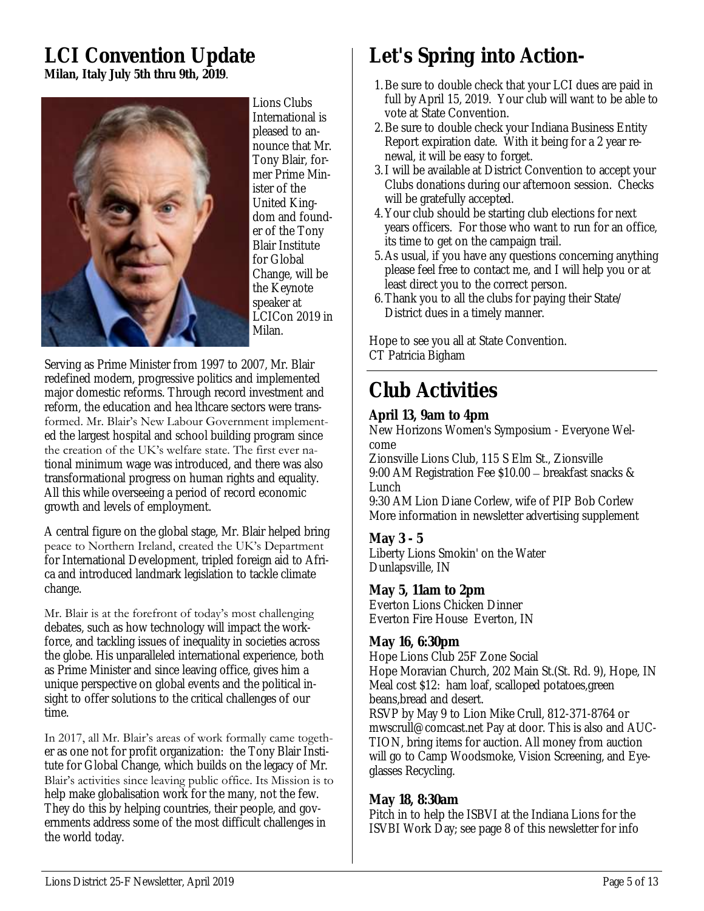# LCI Convention Update

**Milan, Italy July 5th thru 9th, 2019**.

Lions Clubs International is pleased to announce that Mr. Tony Blair, former Prime Minister of the United Kingdom and founder of the Tony Blair Institute for Global Change, will be the Keynote speaker at LCICon 2019 in Milan.

Serving as Prime Minister from 1997 to 2007, Mr. Blair redefined modern, progressive politics and implemented major domestic reforms. Through record investment and reform, the education and hea lthcare sectors were transformed. Mr. Blair's New Labour Government implemented the largest hospital and school building program since the creation of the UK's welfare state. The first ever national minimum wage was introduced, and there was also transformational progress on human rights and equality. All this while overseeing a period of record economic growth and levels of employment.

A central figure on the global stage, Mr. Blair helped bring peace to Northern Ireland, created the UK's Department for International Development, tripled foreign aid to Africa and introduced landmark legislation to tackle climate change.

Mr. Blair is at the forefront of today's most challenging debates, such as how technology will impact the workforce, and tackling issues of inequality in societies across the globe. His unparalleled international experience, both as Prime Minister and since leaving office, gives him a unique perspective on global events and the political insight to offer solutions to the critical challenges of our time.

In 2017, all Mr. Blair's areas of work formally came together as one not for profit organization: the Tony Blair Institute for Global Change, which builds on the legacy of Mr. Blair's activities since leaving public office. Its Mission is to help make globalisation work for the many, not the few. They do this by helping countries, their people, and governments address some of the most difficult challenges in the world today.

# Let's Spring into Action-

1. Be sure to double check that your LCI dues are paid in full by April 15, 2019. Your club will want to be able to vote at State Convention.
2. Be sure to double check your Indiana Business Entity Report expiration date. With it being for a 2 year renewal, it will be easy to forget.
3. I will be available at District Convention to accept your Clubs donations during our afternoon session. Checks will be gratefully accepted.
4. Your club should be starting club elections for next years officers. For those who want to run for an office, its time to get on the campaign trail.
5. As usual, if you have any questions concerning anything please feel free to contact me, and I will help you or at least direct you to the correct person.
6. Thank you to all the clubs for paying their State/District dues in a timely manner.

Hope to see you all at State Convention.
CT Patricia Bigham

# Club Activities

### April 13, 9am to 4pm

New Horizons Women's Symposium - Everyone Welcome
Zionsville Lions Club, 115 S Elm St., Zionsville
9:00 AM Registration Fee $10.00 – breakfast snacks & Lunch
9:30 AM Lion Diane Corlew, wife of PIP Bob Corlew
More information in newsletter advertising supplement

### May 3 - 5

Liberty Lions Smokin' on the Water
Dunlapsville, IN

### May 5, 11am to 2pm

Everton Lions Chicken Dinner
Everton Fire House Everton, IN

### May 16, 6:30pm

Hope Lions Club 25F Zone Social
Hope Moravian Church, 202 Main St.(St. Rd. 9), Hope, IN
Meal cost $12: ham loaf, scalloped potatoes,green beans,bread and desert.
RSVP by May 9 to Lion Mike Crull, 812-371-8764 or mwscrull@comcast.net Pay at door. This is also and AUCTION, bring items for auction. All money from auction will go to Camp Woodsmoke, Vision Screening, and Eyeglasses Recycling.

### May 18, 8:30am

Pitch in to help the ISBVI at the Indiana Lions for the ISVBI Work Day; see page 8 of this newsletter for info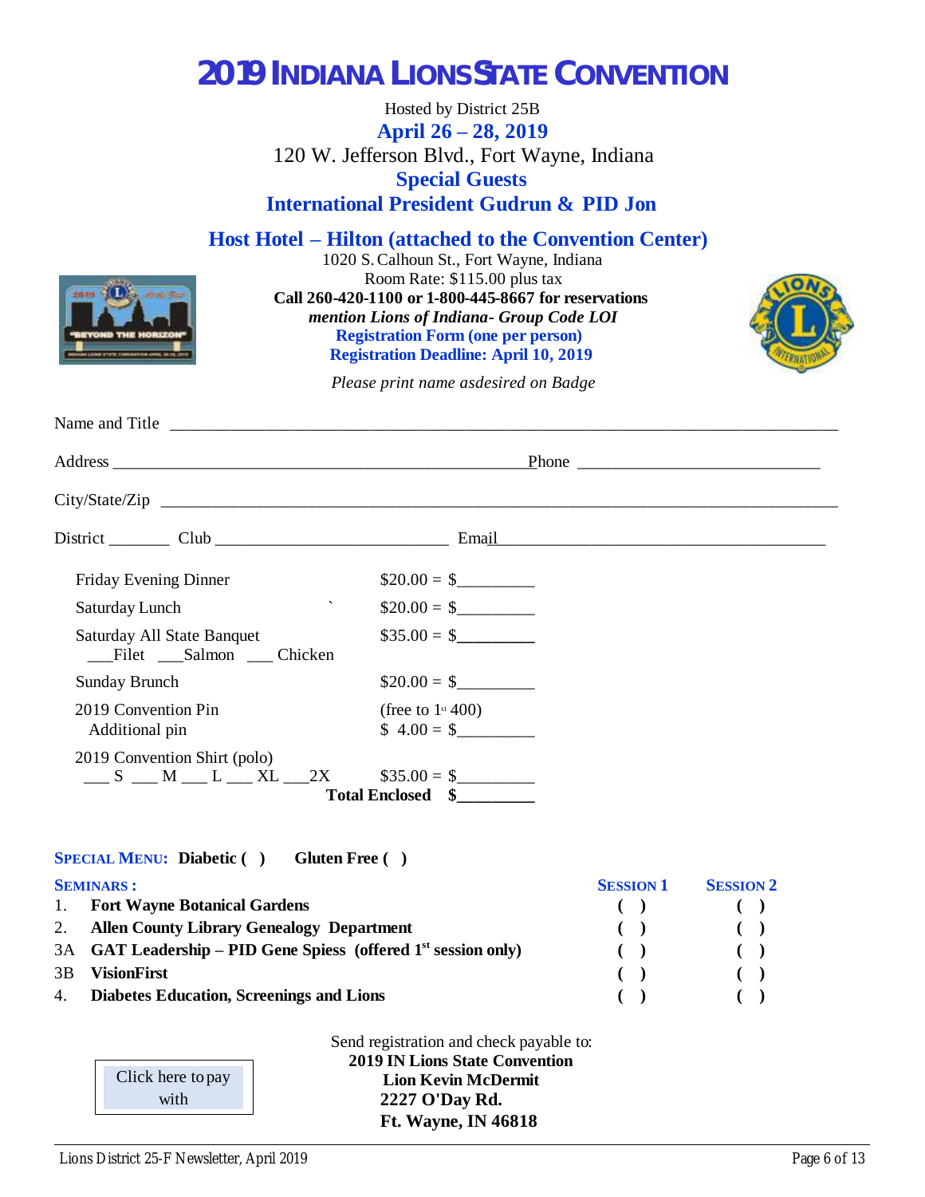# 2019 INDIANA LIONS STATE CONVENTION

Hosted by District 25B

**April 26 – 28, 2019**

120 W. Jefferson Blvd., Fort Wayne, Indiana

**Special Guests**

**International President Gudrun & PID Jon**

## Host Hotel – Hilton (attached to the Convention Center)

1020 S. Calhoun St., Fort Wayne, Indiana

Room Rate: $115.00 plus tax

**Call 260-420-1100 or 1-800-445-8667 for reservations**

***mention Lions of Indiana- Group Code LOI***

**Registration Form (one per person)**

**Registration Deadline: April 10, 2019**

*Please print name asdesired on Badge*

Name and Title ____________________________________________

Address ____________________________________ Phone ______________________

City/State/Zip ____________________________________________

District _______ Club ______________________ Email ______________________________

| | |
|---|---|
| Friday Evening Dinner | $20.00 = $_________ |
| Saturday Lunch | $20.00 = $_________ |
| Saturday All State Banquet<br>___Filet ___Salmon ___ Chicken | $35.00 = $_________ |
| Sunday Brunch | $20.00 = $_________ |
| 2019 Convention Pin<br>Additional pin | (free to 1st 400)<br>$ 4.00 = $_________ |
| 2019 Convention Shirt (polo)<br>___ S ___ M ___ L ___ XL ___2X | $35.00 = $_________ |
| | **Total Enclosed $_________** |

**SPECIAL MENU: Diabetic ( ) Gluten Free ( )**

| SEMINARS : | | SESSION 1 | SESSION 2 |
|---|---|---|---|
| 1. | **Fort Wayne Botanical Gardens** | ( ) | ( ) |
| 2. | **Allen County Library Genealogy Department** | ( ) | ( ) |
| 3A | **GAT Leadership – PID Gene Spiess (offered 1st session only)** | ( ) | ( ) |
| 3B | **VisionFirst** | ( ) | ( ) |
| 4. | **Diabetes Education, Screenings and Lions** | ( ) | ( ) |

Click here to pay with

Send registration and check payable to:

**2019 IN Lions State Convention**
**Lion Kevin McDermit**
**2227 O'Day Rd.**
**Ft. Wayne, IN 46818**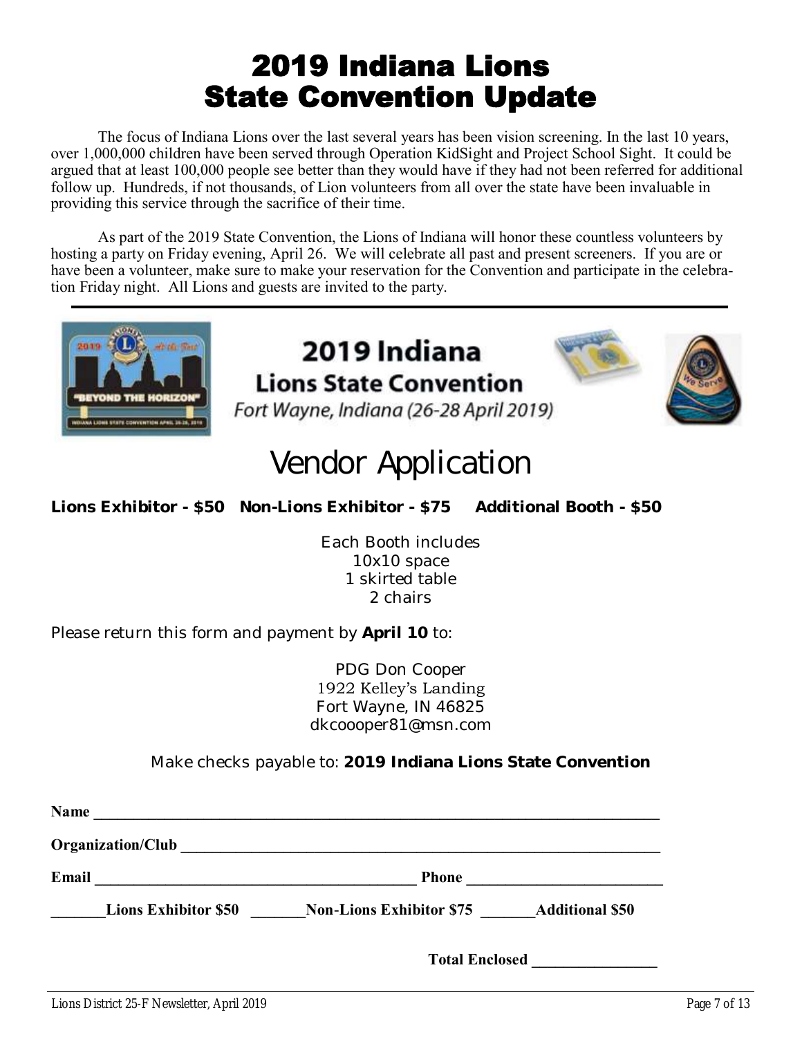# 2019 Indiana Lions State Convention Update

The focus of Indiana Lions over the last several years has been vision screening. In the last 10 years, over 1,000,000 children have been served through Operation KidSight and Project School Sight. It could be argued that at least 100,000 people see better than they would have if they had not been referred for additional follow up. Hundreds, if not thousands, of Lion volunteers from all over the state have been invaluable in providing this service through the sacrifice of their time.

As part of the 2019 State Convention, the Lions of Indiana will honor these countless volunteers by hosting a party on Friday evening, April 26. We will celebrate all past and present screeners. If you are or have been a volunteer, make sure to make your reservation for the Convention and participate in the celebration Friday night. All Lions and guests are invited to the party.

---

## 2019 Indiana Lions State Convention

*Fort Wayne, Indiana (26-28 April 2019)*

# Vendor Application

**Lions Exhibitor - $50   Non-Lions Exhibitor - $75   Additional Booth - $50**

Each Booth includes
10x10 space
1 skirted table
2 chairs

Please return this form and payment by **April 10** to:

PDG Don Cooper
1922 Kelley's Landing
Fort Wayne, IN 46825
dkcoooper81@msn.com

Make checks payable to: **2019 Indiana Lions State Convention**

**Name** ______________________________________________

**Organization/Club** ______________________________________________

**Email** ______________________________ **Phone** ____________________

_______**Lions Exhibitor $50** _______**Non-Lions Exhibitor $75** _______**Additional $50**

**Total Enclosed** ________________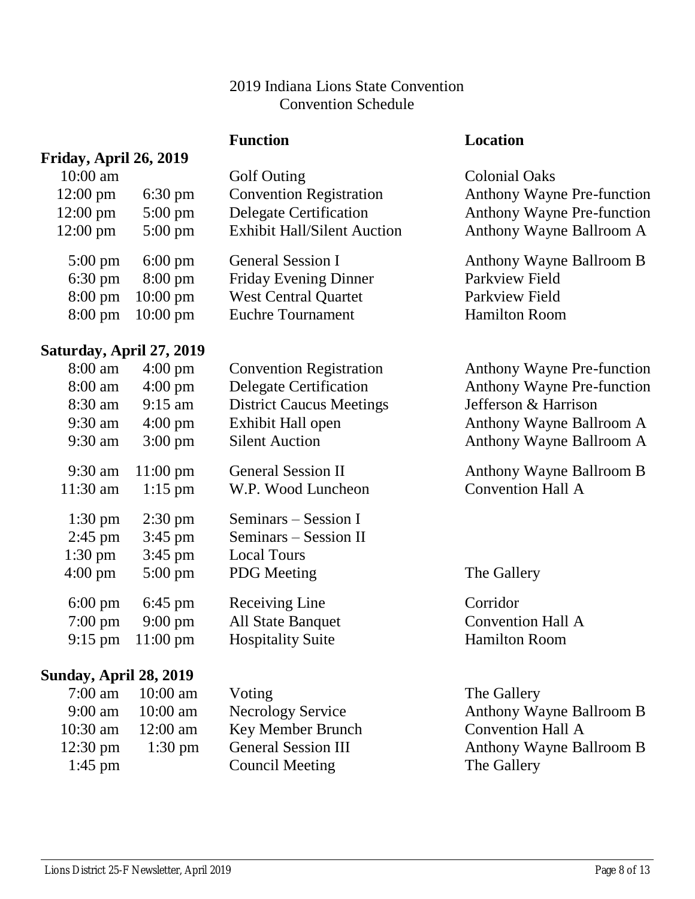2019 Indiana Lions State Convention
Convention Schedule

| | | Function | Location |
|---|---|---|---|
| **Friday, April 26, 2019** | | | |
| 10:00 am | | Golf Outing | Colonial Oaks |
| 12:00 pm | 6:30 pm | Convention Registration | Anthony Wayne Pre-function |
| 12:00 pm | 5:00 pm | Delegate Certification | Anthony Wayne Pre-function |
| 12:00 pm | 5:00 pm | Exhibit Hall/Silent Auction | Anthony Wayne Ballroom A |
| 5:00 pm | 6:00 pm | General Session I | Anthony Wayne Ballroom B |
| 6:30 pm | 8:00 pm | Friday Evening Dinner | Parkview Field |
| 8:00 pm | 10:00 pm | West Central Quartet | Parkview Field |
| 8:00 pm | 10:00 pm | Euchre Tournament | Hamilton Room |
| **Saturday, April 27, 2019** | | | |
| 8:00 am | 4:00 pm | Convention Registration | Anthony Wayne Pre-function |
| 8:00 am | 4:00 pm | Delegate Certification | Anthony Wayne Pre-function |
| 8:30 am | 9:15 am | District Caucus Meetings | Jefferson & Harrison |
| 9:30 am | 4:00 pm | Exhibit Hall open | Anthony Wayne Ballroom A |
| 9:30 am | 3:00 pm | Silent Auction | Anthony Wayne Ballroom A |
| 9:30 am | 11:00 pm | General Session II | Anthony Wayne Ballroom B |
| 11:30 am | 1:15 pm | W.P. Wood Luncheon | Convention Hall A |
| 1:30 pm | 2:30 pm | Seminars – Session I | |
| 2:45 pm | 3:45 pm | Seminars – Session II | |
| 1:30 pm | 3:45 pm | Local Tours | |
| 4:00 pm | 5:00 pm | PDG Meeting | The Gallery |
| 6:00 pm | 6:45 pm | Receiving Line | Corridor |
| 7:00 pm | 9:00 pm | All State Banquet | Convention Hall A |
| 9:15 pm | 11:00 pm | Hospitality Suite | Hamilton Room |
| **Sunday, April 28, 2019** | | | |
| 7:00 am | 10:00 am | Voting | The Gallery |
| 9:00 am | 10:00 am | Necrology Service | Anthony Wayne Ballroom B |
| 10:30 am | 12:00 am | Key Member Brunch | Convention Hall A |
| 12:30 pm | 1:30 pm | General Session III | Anthony Wayne Ballroom B |
| 1:45 pm | | Council Meeting | The Gallery |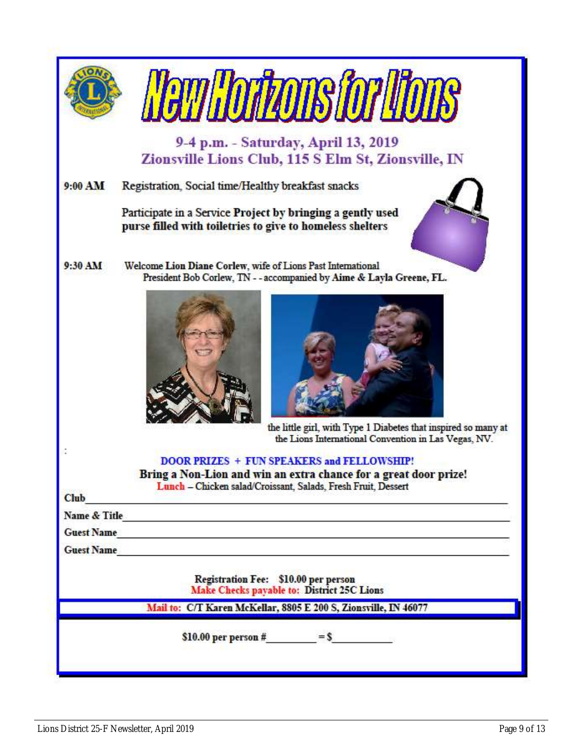# New Horizons for Lions

## 9-4 p.m. - Saturday, April 13, 2019
## Zionsville Lions Club, 115 S Elm St, Zionsville, IN

**9:00 AM** Registration, Social time/Healthy breakfast snacks

Participate in a Service **Project by bringing a gently used purse filled with toiletries to give to homeless shelters**

**9:30 AM** Welcome **Lion Diane Corlew**, wife of Lions Past International President Bob Corlew, TN - - accompanied by **Aime & Layla Greene, FL.**

the little girl, with Type 1 Diabetes that inspired so many at the Lions International Convention in Las Vegas, NV.

:

**DOOR PRIZES + FUN SPEAKERS and FELLOWSHIP!**

**Bring a Non-Lion and win an extra chance for a great door prize!**

**Lunch** – Chicken salad/Croissant, Salads, Fresh Fruit, Dessert

**Club**\_\_\_\_\_\_\_\_\_\_\_\_\_\_\_\_\_\_\_\_\_\_\_\_\_\_\_\_\_\_\_\_\_\_\_\_\_\_\_\_\_\_\_\_\_\_\_\_

**Name & Title**\_\_\_\_\_\_\_\_\_\_\_\_\_\_\_\_\_\_\_\_\_\_\_\_\_\_\_\_\_\_\_\_\_\_\_\_\_\_\_\_\_\_

**Guest Name**\_\_\_\_\_\_\_\_\_\_\_\_\_\_\_\_\_\_\_\_\_\_\_\_\_\_\_\_\_\_\_\_\_\_\_\_\_\_\_\_\_\_

**Guest Name**\_\_\_\_\_\_\_\_\_\_\_\_\_\_\_\_\_\_\_\_\_\_\_\_\_\_\_\_\_\_\_\_\_\_\_\_\_\_\_\_\_\_

**Registration Fee: $10.00 per person**
**Make Checks payable to: District 25C Lions**

**Mail to: C/T Karen McKellar, 8805 E 200 S, Zionsville, IN 46077**

**$10.00 per person #\_\_\_\_\_\_\_\_\_ = $\_\_\_\_\_\_\_\_\_\_\_**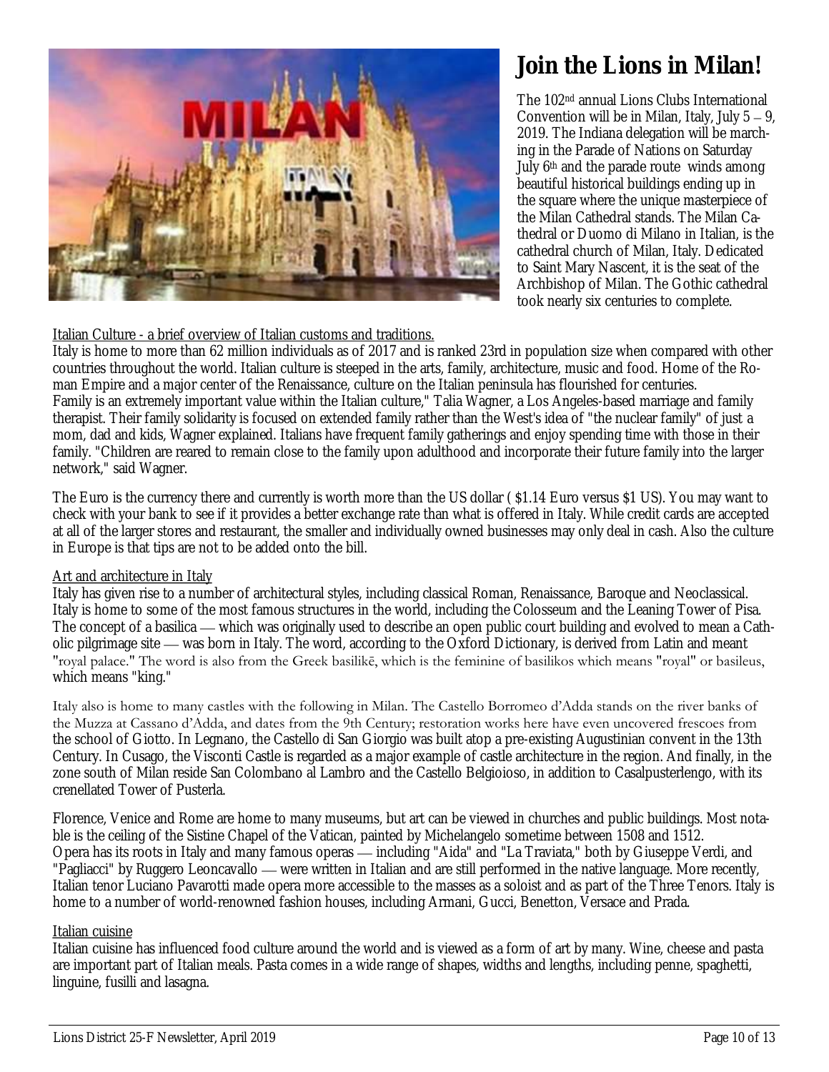# Join the Lions in Milan!

The 102nd annual Lions Clubs International Convention will be in Milan, Italy, July 5 – 9, 2019. The Indiana delegation will be marching in the Parade of Nations on Saturday July 6th and the parade route winds among beautiful historical buildings ending up in the square where the unique masterpiece of the Milan Cathedral stands. The Milan Cathedral or Duomo di Milano in Italian, is the cathedral church of Milan, Italy. Dedicated to Saint Mary Nascent, it is the seat of the Archbishop of Milan. The Gothic cathedral took nearly six centuries to complete.

Italian Culture - a brief overview of Italian customs and traditions.

Italy is home to more than 62 million individuals as of 2017 and is ranked 23rd in population size when compared with other countries throughout the world. Italian culture is steeped in the arts, family, architecture, music and food. Home of the Roman Empire and a major center of the Renaissance, culture on the Italian peninsula has flourished for centuries.
Family is an extremely important value within the Italian culture," Talia Wagner, a Los Angeles-based marriage and family therapist. Their family solidarity is focused on extended family rather than the West's idea of "the nuclear family" of just a mom, dad and kids, Wagner explained. Italians have frequent family gatherings and enjoy spending time with those in their family. "Children are reared to remain close to the family upon adulthood and incorporate their future family into the larger network," said Wagner.

The Euro is the currency there and currently is worth more than the US dollar ( $1.14 Euro versus $1 US). You may want to check with your bank to see if it provides a better exchange rate than what is offered in Italy. While credit cards are accepted at all of the larger stores and restaurant, the smaller and individually owned businesses may only deal in cash. Also the culture in Europe is that tips are not to be added onto the bill.

Art and architecture in Italy

Italy has given rise to a number of architectural styles, including classical Roman, Renaissance, Baroque and Neoclassical. Italy is home to some of the most famous structures in the world, including the Colosseum and the Leaning Tower of Pisa. The concept of a basilica — which was originally used to describe an open public court building and evolved to mean a Catholic pilgrimage site — was born in Italy. The word, according to the Oxford Dictionary, is derived from Latin and meant "royal palace." The word is also from the Greek basilikē, which is the feminine of basilikos which means "royal" or basileus, which means "king."

Italy also is home to many castles with the following in Milan. The Castello Borromeo d'Adda stands on the river banks of the Muzza at Cassano d'Adda, and dates from the 9th Century; restoration works here have even uncovered frescoes from the school of Giotto. In Legnano, the Castello di San Giorgio was built atop a pre-existing Augustinian convent in the 13th Century. In Cusago, the Visconti Castle is regarded as a major example of castle architecture in the region. And finally, in the zone south of Milan reside San Colombano al Lambro and the Castello Belgioioso, in addition to Casalpusterlengo, with its crenellated Tower of Pusterla.

Florence, Venice and Rome are home to many museums, but art can be viewed in churches and public buildings. Most notable is the ceiling of the Sistine Chapel of the Vatican, painted by Michelangelo sometime between 1508 and 1512.
Opera has its roots in Italy and many famous operas — including "Aida" and "La Traviata," both by Giuseppe Verdi, and "Pagliacci" by Ruggero Leoncavallo — were written in Italian and are still performed in the native language. More recently, Italian tenor Luciano Pavarotti made opera more accessible to the masses as a soloist and as part of the Three Tenors. Italy is home to a number of world-renowned fashion houses, including Armani, Gucci, Benetton, Versace and Prada.

Italian cuisine

Italian cuisine has influenced food culture around the world and is viewed as a form of art by many. Wine, cheese and pasta are important part of Italian meals. Pasta comes in a wide range of shapes, widths and lengths, including penne, spaghetti, linguine, fusilli and lasagna.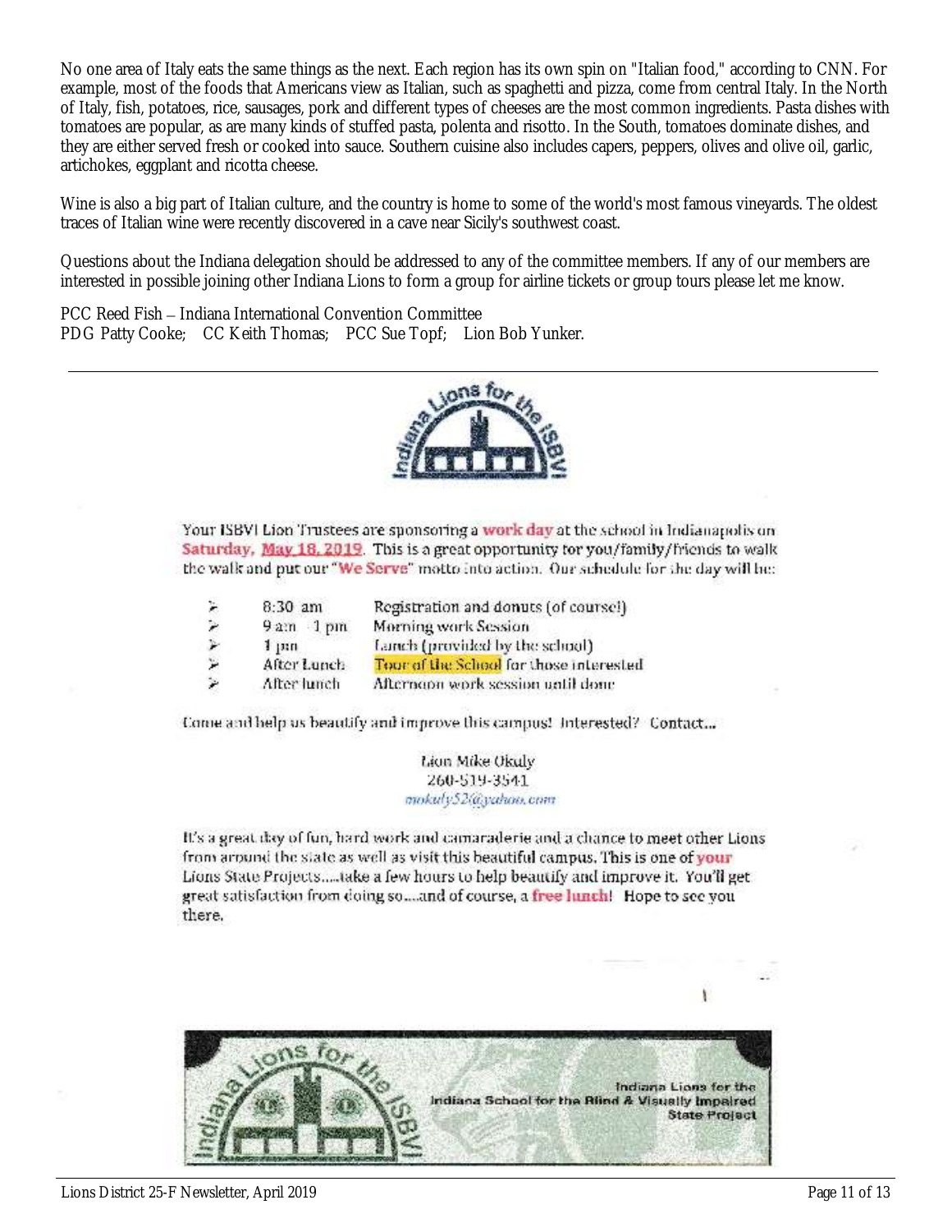No one area of Italy eats the same things as the next. Each region has its own spin on "Italian food," according to CNN. For example, most of the foods that Americans view as Italian, such as spaghetti and pizza, come from central Italy. In the North of Italy, fish, potatoes, rice, sausages, pork and different types of cheeses are the most common ingredients. Pasta dishes with tomatoes are popular, as are many kinds of stuffed pasta, polenta and risotto. In the South, tomatoes dominate dishes, and they are either served fresh or cooked into sauce. Southern cuisine also includes capers, peppers, olives and olive oil, garlic, artichokes, eggplant and ricotta cheese.

Wine is also a big part of Italian culture, and the country is home to some of the world's most famous vineyards. The oldest traces of Italian wine were recently discovered in a cave near Sicily's southwest coast.

Questions about the Indiana delegation should be addressed to any of the committee members. If any of our members are interested in possible joining other Indiana Lions to form a group for airline tickets or group tours please let me know.

PCC Reed Fish – Indiana International Convention Committee
PDG Patty Cooke; CC Keith Thomas; PCC Sue Topf; Lion Bob Yunker.

---

Indiana Lions for the ISBVI

Your ISBVI Lion Trustees are sponsoring a **work day** at the school in Indianapolis on **Saturday, May 18, 2019**. This is a great opportunity for you/family/friends to walk the walk and put our "**We Serve**" motto into action. Our schedule for the day will be:

- 8:30 am — Registration and donuts (of course!)
- 9 am - 1 pm — Morning work Session
- 1 pm — Lunch (provided by the school)
- After Lunch — **Tour of the School** for those interested
- After lunch — Afternoon work session until done

Come and help us beautify and improve this campus! Interested? Contact...

Lion Mike Okuly
260-519-3541
mokuly52@yahoo.com

It's a great day of fun, hard work and camaraderie and a chance to meet other Lions from around the state as well as visit this beautiful campus. This is one of **your** Lions State Projects.....take a few hours to help beautify and improve it. You'll get great satisfaction from doing so....and of course, a **free lunch**! Hope to see you there.

Indiana Lions for the ISBVI
Indiana Lions for the Indiana School for the Blind & Visually Impaired State Project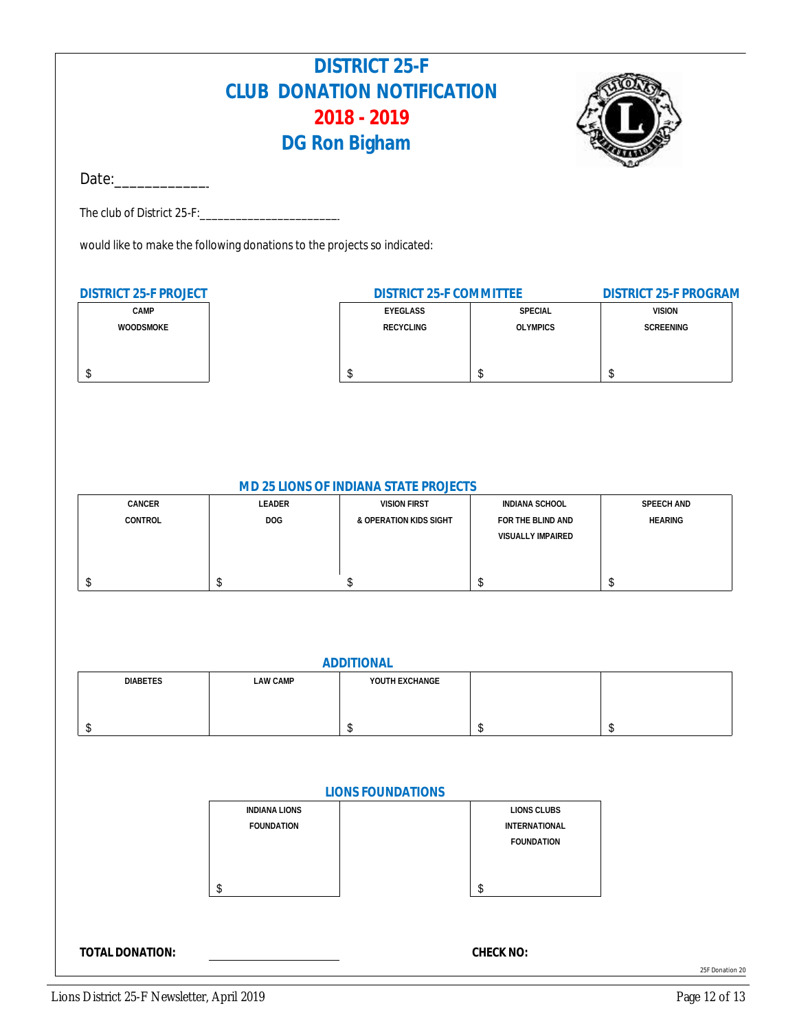# DISTRICT 25-F
# CLUB DONATION NOTIFICATION
## 2018 - 2019
## DG Ron Bigham

Date:____________

The club of District 25-F:______________________

would like to make the following donations to the projects so indicated:

### DISTRICT 25-F PROJECT

| CAMP WOODSMOKE |
|---|
| $ |

### DISTRICT 25-F COMMITTEE

| EYEGLASS RECYCLING | SPECIAL OLYMPICS |
|---|---|
| $ | $ |

### DISTRICT 25-F PROGRAM

| VISION SCREENING |
|---|
| $ |

### MD 25 LIONS OF INDIANA STATE PROJECTS

| CANCER CONTROL | LEADER DOG | VISION FIRST & OPERATION KIDS SIGHT | INDIANA SCHOOL FOR THE BLIND AND VISUALLY IMPAIRED | SPEECH AND HEARING |
|---|---|---|---|---|
| $ | $ | $ | $ | $ |

### ADDITIONAL

| DIABETES | LAW CAMP | YOUTH EXCHANGE | | |
|---|---|---|---|---|
| $ | | $ | $ | $ |

### LIONS FOUNDATIONS

| INDIANA LIONS FOUNDATION | | LIONS CLUBS INTERNATIONAL FOUNDATION |
|---|---|---|
| $ | | $ |

**TOTAL DONATION:** ____________________ **CHECK NO:**

25F Donation 20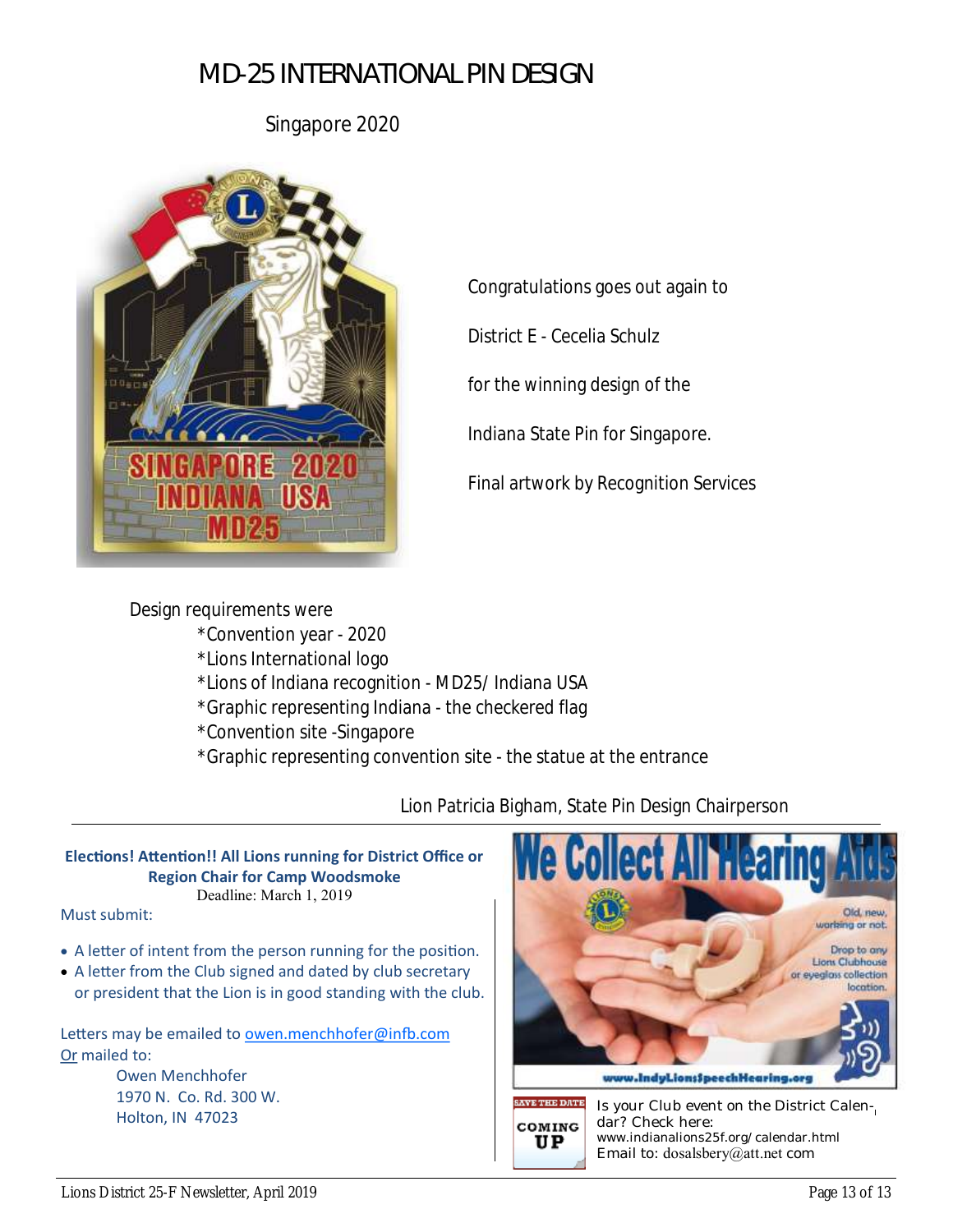# MD-25 INTERNATIONAL PIN DESIGN

Singapore 2020

Congratulations goes out again to

District E - Cecelia Schulz

for the winning design of the

Indiana State Pin for Singapore.

Final artwork by Recognition Services

Design requirements were

- *Convention year - 2020
- *Lions International logo
- *Lions of Indiana recognition - MD25/ Indiana USA
- *Graphic representing Indiana - the checkered flag
- *Convention site -Singapore
- *Graphic representing convention site - the statue at the entrance

Lion Patricia Bigham, State Pin Design Chairperson

---

**Elections! Attention!! All Lions running for District Office or Region Chair for Camp Woodsmoke**

Deadline: March 1, 2019

Must submit:

- A letter of intent from the person running for the position.
- A letter from the Club signed and dated by club secretary or president that the Lion is in good standing with the club.

Letters may be emailed to owen.menchhofer@infb.com

Or mailed to:

Owen Menchhofer
1970 N. Co. Rd. 300 W.
Holton, IN 47023

We Collect All Hearing Aids

Old, new, working or not.

Drop to any Lions Clubhouse or eyeglass collection location.

www.IndyLionsSpeechHearing.org

SAVE THE DATE COMING UP

Is your Club event on the District Calendar? Check here:
www.indianalions25f.org/calendar.html
Email to: dosalsbery@att.net com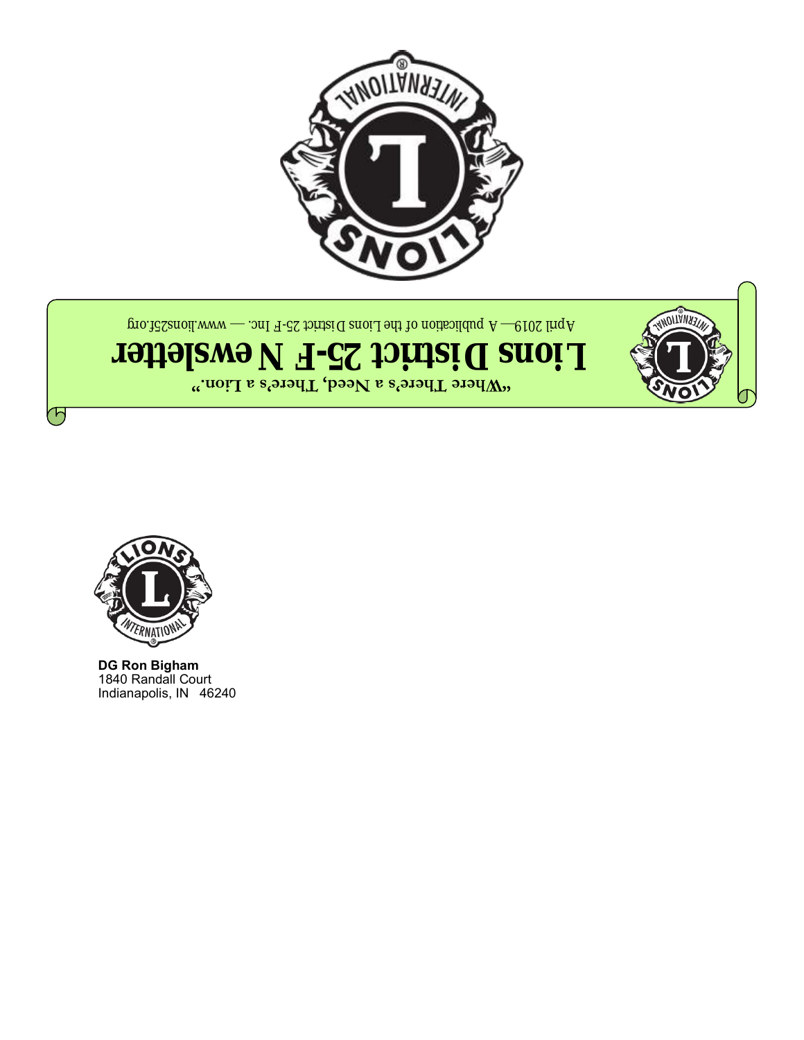"Where There's a Need, There's a Lion."

# Lions District 25-F Newsletter

April 2019— A publication of the Lions District 25-F Inc. — www.lions25f.org

**DG Ron Bigham**
1840 Randall Court
Indianapolis, IN 46240